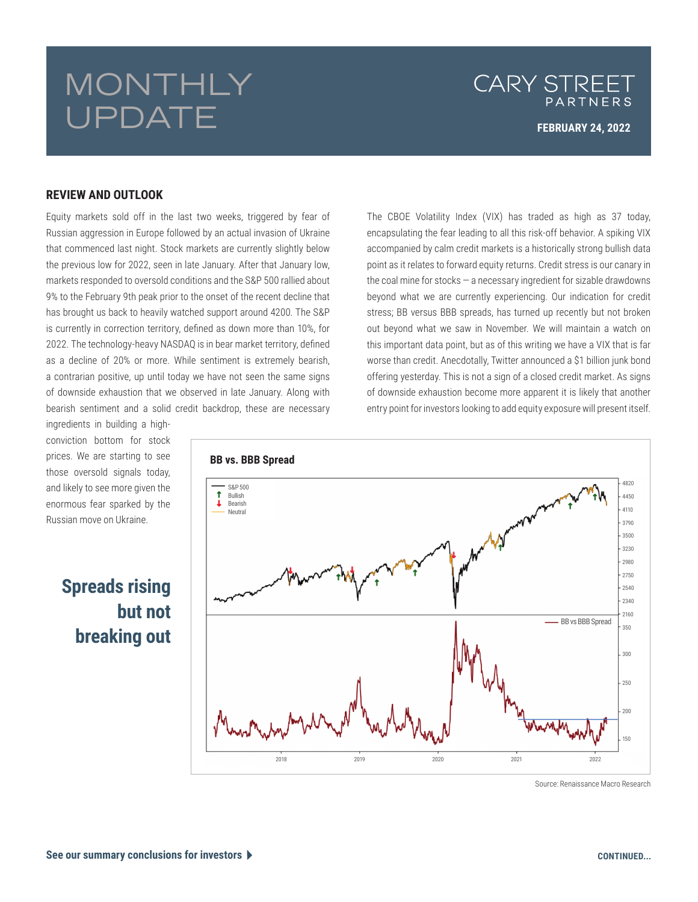# MONTHLY UPDATE

CARY STREET PARTNERS

**FEBRUARY 24, 2022**

## REVIEW AND OUTLOOK

Equity markets sold off in the last two weeks, triggered by fear of Russian aggression in Europe followed by an actual invasion of Ukraine that commenced last night. Stock markets are currently slightly below the previous low for 2022, seen in late January. After that January low, markets responded to oversold conditions and the S&P 500 rallied about 9% to the February 9th peak prior to the onset of the recent decline that has brought us back to heavily watched support around 4200. The S&P is currently in correction territory, defined as down more than 10%, for 2022. The technology-heavy NASDAQ is in bear market territory, defined as a decline of 20% or more. While sentiment is extremely bearish, a contrarian positive, up until today we have not seen the same signs of downside exhaustion that we observed in late January. Along with bearish sentiment and a solid credit backdrop, these are necessary ingredients in building a high-conviction bottom for stock prices. We are starting to see those oversold signals today, and likely to see more given the enormous fear sparked by the Russian move on Ukraine.

The CBOE Volatility Index (VIX) has traded as high as 37 today, encapsulating the fear leading to all this risk-off behavior. A spiking VIX accompanied by calm credit markets is a historically strong bullish data point as it relates to forward equity returns. Credit stress is our canary in the coal mine for stocks – a necessary ingredient for sizable drawdowns beyond what we are currently experiencing. Our indication for credit stress; BB versus BBB spreads, has turned up recently but not broken out beyond what we saw in November. We will maintain a watch on this important data point, but as of this writing we have a VIX that is far worse than credit. Anecdotally, Twitter announced a $1 billion junk bond offering yesterday. This is not a sign of a closed credit market. As signs of downside exhaustion become more apparent it is likely that another entry point for investors looking to add equity exposure will present itself.

**Spreads rising but not breaking out**

**BB vs. BBB Spread**

S&P 500
Bullish
Bearish
Neutral

4820
4450
4110
3790
3500
3230
2980
2750
2540
2340
2160

BB vs BBB Spread

350
300
250
200
150

2018
2019
2020
2021
2022

Source: Renaissance Macro Research

**See our summary conclusions for investors ▶**

**CONTINUED...**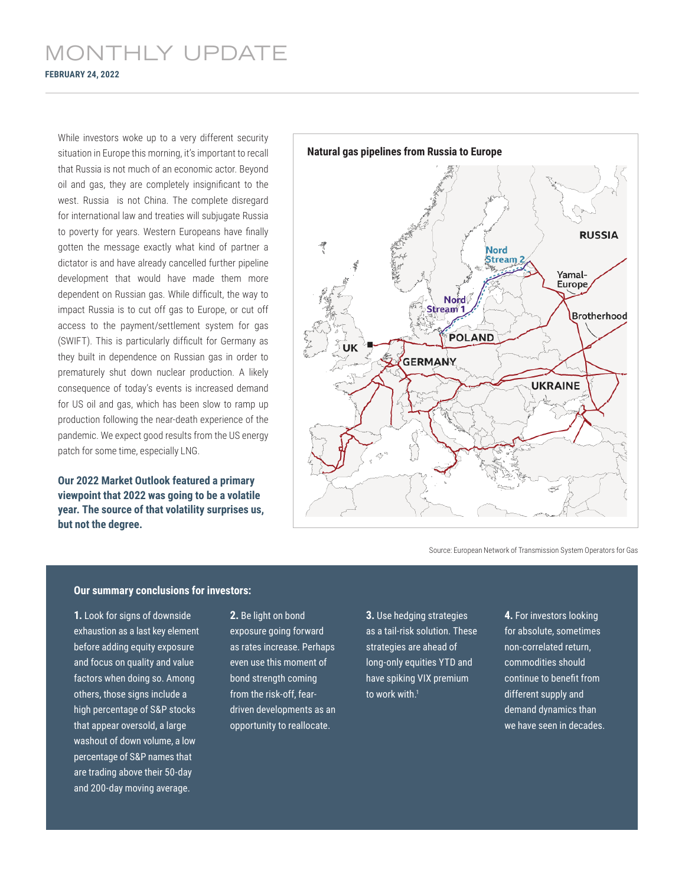# MONTHLY UPDATE

**FEBRUARY 24, 2022**

While investors woke up to a very different security situation in Europe this morning, it's important to recall that Russia is not much of an economic actor. Beyond oil and gas, they are completely insignificant to the west. Russia is not China. The complete disregard for international law and treaties will subjugate Russia to poverty for years. Western Europeans have finally gotten the message exactly what kind of partner a dictator is and have already cancelled further pipeline development that would have made them more dependent on Russian gas. While difficult, the way to impact Russia is to cut off gas to Europe, or cut off access to the payment/settlement system for gas (SWIFT). This is particularly difficult for Germany as they built in dependence on Russian gas in order to prematurely shut down nuclear production. A likely consequence of today's events is increased demand for US oil and gas, which has been slow to ramp up production following the near-death experience of the pandemic. We expect good results from the US energy patch for some time, especially LNG.

**Our 2022 Market Outlook featured a primary viewpoint that 2022 was going to be a volatile year. The source of that volatility surprises us, but not the degree.**

**Natural gas pipelines from Russia to Europe**

RUSSIA, Nord Stream 2, Nord Stream 1, Yamal-Europe, Brotherhood, POLAND, UK, GERMANY, UKRAINE

Source: European Network of Transmission System Operators for Gas

**Our summary conclusions for investors:**

**1.** Look for signs of downside exhaustion as a last key element before adding equity exposure and focus on quality and value factors when doing so. Among others, those signs include a high percentage of S&P stocks that appear oversold, a large washout of down volume, a low percentage of S&P names that are trading above their 50-day and 200-day moving average.

**2.** Be light on bond exposure going forward as rates increase. Perhaps even use this moment of bond strength coming from the risk-off, fear-driven developments as an opportunity to reallocate.

**3.** Use hedging strategies as a tail-risk solution. These strategies are ahead of long-only equities YTD and have spiking VIX premium to work with.[1]

**4.** For investors looking for absolute, sometimes non-correlated return, commodities should continue to benefit from different supply and demand dynamics than we have seen in decades.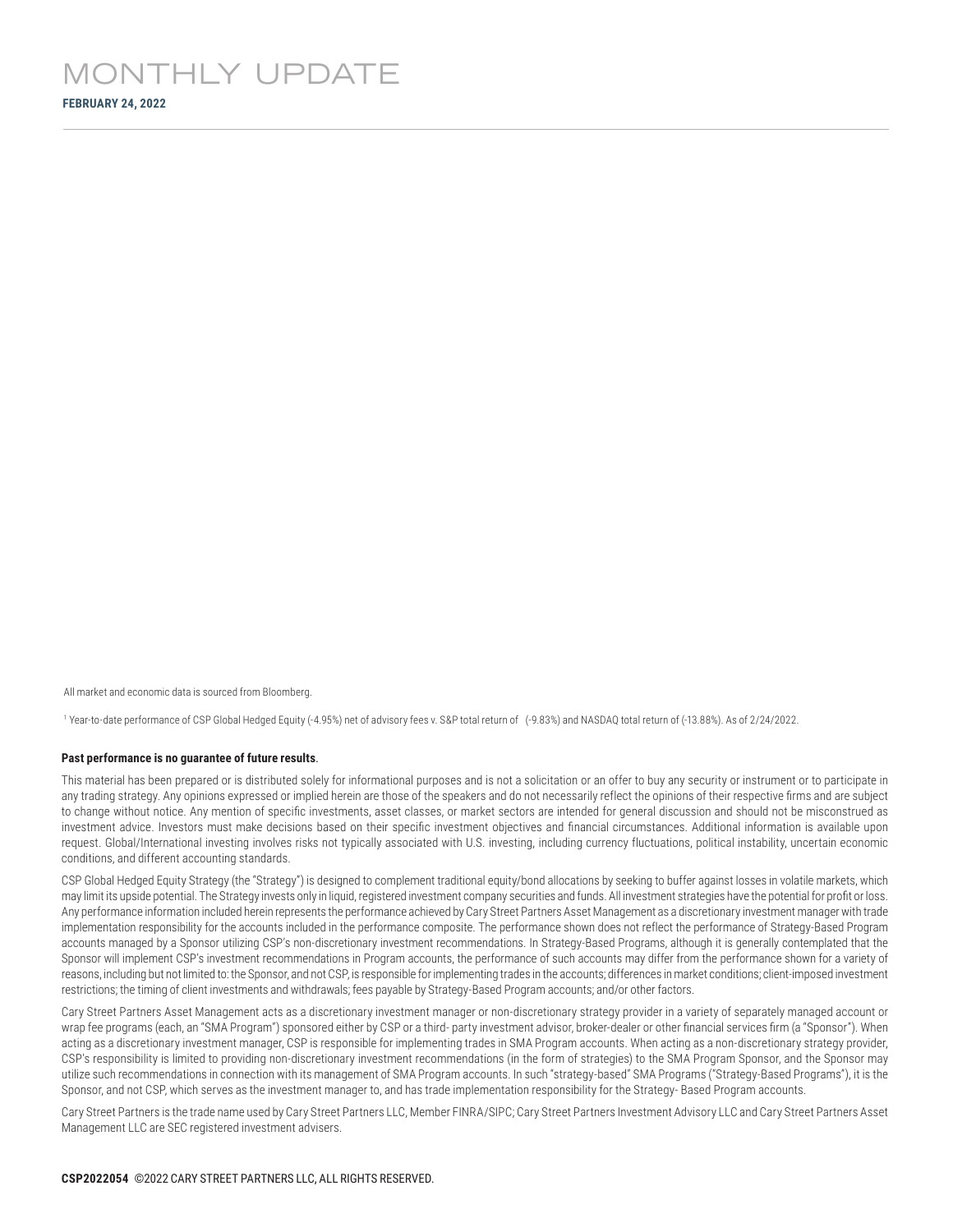# MONTHLY UPDATE

**FEBRUARY 24, 2022**

All market and economic data is sourced from Bloomberg.

[1] Year-to-date performance of CSP Global Hedged Equity (-4.95%) net of advisory fees v. S&P total return of (-9.83%) and NASDAQ total return of (-13.88%). As of 2/24/2022.

**Past performance is no guarantee of future results**.

This material has been prepared or is distributed solely for informational purposes and is not a solicitation or an offer to buy any security or instrument or to participate in any trading strategy. Any opinions expressed or implied herein are those of the speakers and do not necessarily reflect the opinions of their respective firms and are subject to change without notice. Any mention of specific investments, asset classes, or market sectors are intended for general discussion and should not be misconstrued as investment advice. Investors must make decisions based on their specific investment objectives and financial circumstances. Additional information is available upon request. Global/International investing involves risks not typically associated with U.S. investing, including currency fluctuations, political instability, uncertain economic conditions, and different accounting standards.

CSP Global Hedged Equity Strategy (the "Strategy") is designed to complement traditional equity/bond allocations by seeking to buffer against losses in volatile markets, which may limit its upside potential. The Strategy invests only in liquid, registered investment company securities and funds. All investment strategies have the potential for profit or loss. Any performance information included herein represents the performance achieved by Cary Street Partners Asset Management as a discretionary investment manager with trade implementation responsibility for the accounts included in the performance composite. The performance shown does not reflect the performance of Strategy-Based Program accounts managed by a Sponsor utilizing CSP's non-discretionary investment recommendations. In Strategy-Based Programs, although it is generally contemplated that the Sponsor will implement CSP's investment recommendations in Program accounts, the performance of such accounts may differ from the performance shown for a variety of reasons, including but not limited to: the Sponsor, and not CSP, is responsible for implementing trades in the accounts; differences in market conditions; client-imposed investment restrictions; the timing of client investments and withdrawals; fees payable by Strategy-Based Program accounts; and/or other factors.

Cary Street Partners Asset Management acts as a discretionary investment manager or non-discretionary strategy provider in a variety of separately managed account or wrap fee programs (each, an "SMA Program") sponsored either by CSP or a third- party investment advisor, broker-dealer or other financial services firm (a "Sponsor"). When acting as a discretionary investment manager, CSP is responsible for implementing trades in SMA Program accounts. When acting as a non-discretionary strategy provider, CSP's responsibility is limited to providing non-discretionary investment recommendations (in the form of strategies) to the SMA Program Sponsor, and the Sponsor may utilize such recommendations in connection with its management of SMA Program accounts. In such "strategy-based" SMA Programs ("Strategy-Based Programs"), it is the Sponsor, and not CSP, which serves as the investment manager to, and has trade implementation responsibility for the Strategy- Based Program accounts.

Cary Street Partners is the trade name used by Cary Street Partners LLC, Member FINRA/SIPC; Cary Street Partners Investment Advisory LLC and Cary Street Partners Asset Management LLC are SEC registered investment advisers.

**CSP2022054** ©2022 CARY STREET PARTNERS LLC, ALL RIGHTS RESERVED.